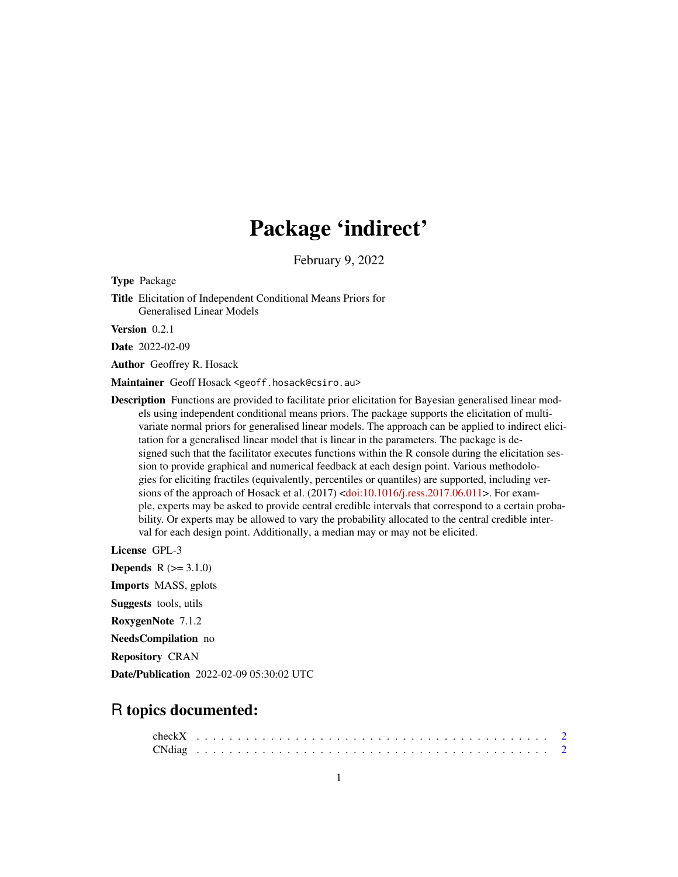# Package 'indirect'

February 9, 2022

**Type** Package

**Title** Elicitation of Independent Conditional Means Priors for Generalised Linear Models

**Version** 0.2.1

**Date** 2022-02-09

**Author** Geoffrey R. Hosack

**Maintainer** Geoff Hosack <geoff.hosack@csiro.au>

**Description** Functions are provided to facilitate prior elicitation for Bayesian generalised linear models using independent conditional means priors. The package supports the elicitation of multivariate normal priors for generalised linear models. The approach can be applied to indirect elicitation for a generalised linear model that is linear in the parameters. The package is designed such that the facilitator executes functions within the R console during the elicitation session to provide graphical and numerical feedback at each design point. Various methodologies for eliciting fractiles (equivalently, percentiles or quantiles) are supported, including versions of the approach of Hosack et al. (2017) <doi:10.1016/j.ress.2017.06.011>. For example, experts may be asked to provide central credible intervals that correspond to a certain probability. Or experts may be allowed to vary the probability allocated to the central credible interval for each design point. Additionally, a median may or may not be elicited.

**License** GPL-3

**Depends** R (>= 3.1.0)

**Imports** MASS, gplots

**Suggests** tools, utils

**RoxygenNote** 7.1.2

**NeedsCompilation** no

**Repository** CRAN

**Date/Publication** 2022-02-09 05:30:02 UTC

## R topics documented:

checkX . . . . . . . . . . . . . . . . . . . . . . . . . . . . . . . . . . . . . . . . . . 2
CNdiag . . . . . . . . . . . . . . . . . . . . . . . . . . . . . . . . . . . . . . . . . . 2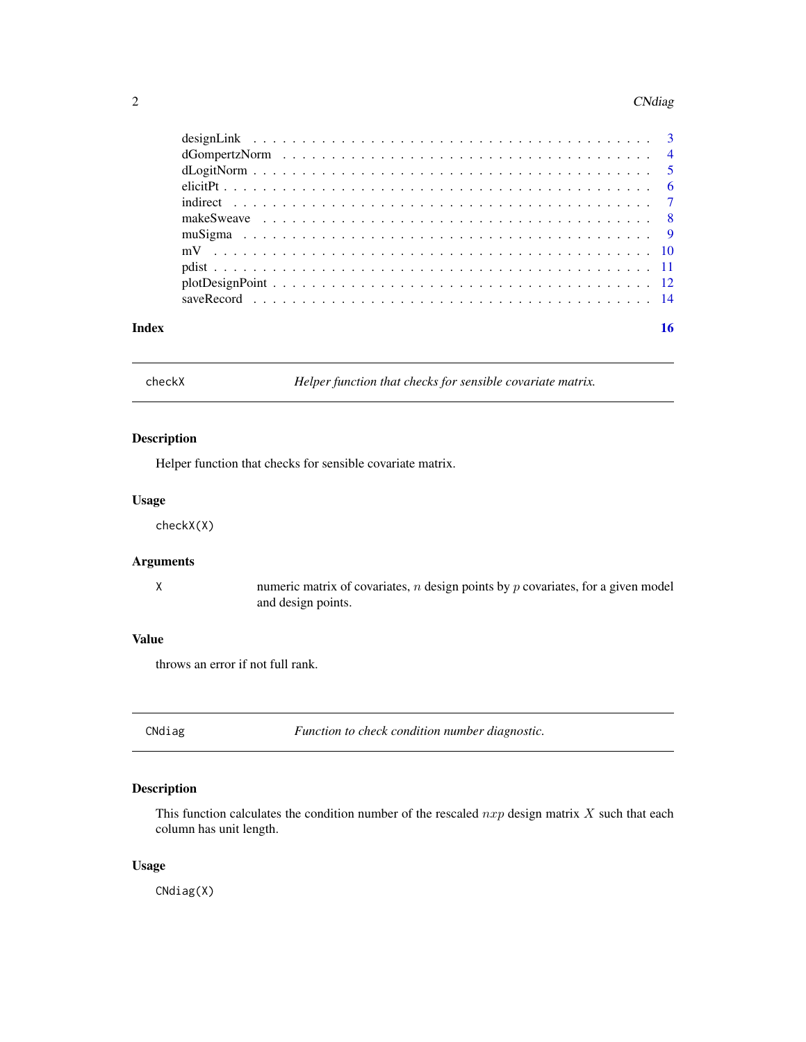designLink . . . . . . . . . . . . . . . . . . . . . . . . . . . . . . . . . . . . . . 3
dGompertzNorm . . . . . . . . . . . . . . . . . . . . . . . . . . . . . . . . . . . . 4
dLogitNorm . . . . . . . . . . . . . . . . . . . . . . . . . . . . . . . . . . . . . . 5
elicitPt . . . . . . . . . . . . . . . . . . . . . . . . . . . . . . . . . . . . . . . 6
indirect . . . . . . . . . . . . . . . . . . . . . . . . . . . . . . . . . . . . . . . 7
makeSweave . . . . . . . . . . . . . . . . . . . . . . . . . . . . . . . . . . . . . 8
muSigma . . . . . . . . . . . . . . . . . . . . . . . . . . . . . . . . . . . . . . 9
mV . . . . . . . . . . . . . . . . . . . . . . . . . . . . . . . . . . . . . . . . . 10
pdist . . . . . . . . . . . . . . . . . . . . . . . . . . . . . . . . . . . . . . . . 11
plotDesignPoint . . . . . . . . . . . . . . . . . . . . . . . . . . . . . . . . . . . 12
saveRecord . . . . . . . . . . . . . . . . . . . . . . . . . . . . . . . . . . . . . 14

**Index** **16**

---

`checkX` *Helper function that checks for sensible covariate matrix.*

---

## Description

Helper function that checks for sensible covariate matrix.

## Usage

```
checkX(X)
```

## Arguments

| | |
|---|---|
| X | numeric matrix of covariates, $n$ design points by $p$ covariates, for a given model and design points. |

## Value

throws an error if not full rank.

---

`CNdiag` *Function to check condition number diagnostic.*

---

## Description

This function calculates the condition number of the rescaled $nxp$ design matrix $X$ such that each column has unit length.

## Usage

```
CNdiag(X)
```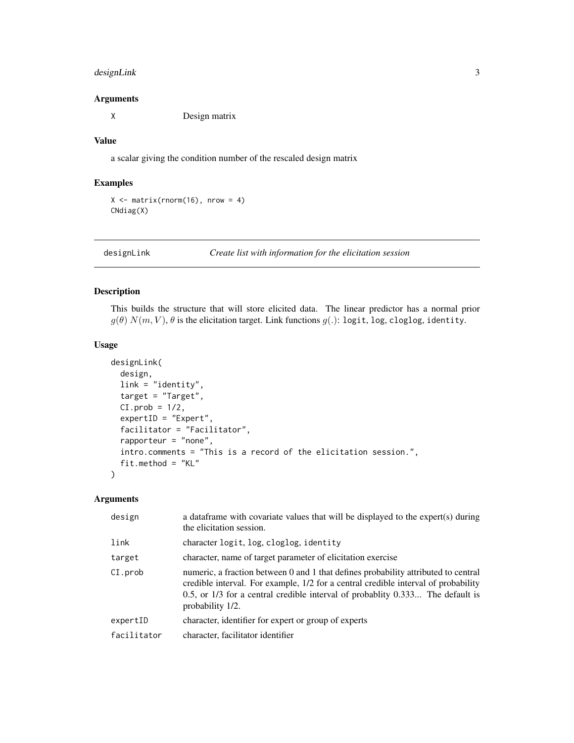### Arguments

| | |
|---|---|
| X | Design matrix |

### Value

a scalar giving the condition number of the rescaled design matrix

### Examples

```
X <- matrix(rnorm(16), nrow = 4)
CNdiag(X)
```

---

## designLink *Create list with information for the elicitation session*

---

### Description

This builds the structure that will store elicited data. The linear predictor has a normal prior $g(\theta)\ N(m, V)$, $\theta$ is the elicitation target. Link functions $g(.)$: logit, log, cloglog, identity.

### Usage

```
designLink(
  design,
  link = "identity",
  target = "Target",
  CI.prob = 1/2,
  expertID = "Expert",
  facilitator = "Facilitator",
  rapporteur = "none",
  intro.comments = "This is a record of the elicitation session.",
  fit.method = "KL"
)
```

### Arguments

| | |
|---|---|
| design | a dataframe with covariate values that will be displayed to the expert(s) during the elicitation session. |
| link | character logit, log, cloglog, identity |
| target | character, name of target parameter of elicitation exercise |
| CI.prob | numeric, a fraction between 0 and 1 that defines probability attributed to central credible interval. For example, 1/2 for a central credible interval of probability 0.5, or 1/3 for a central credible interval of probablity 0.333... The default is probability 1/2. |
| expertID | character, identifier for expert or group of experts |
| facilitator | character, facilitator identifier |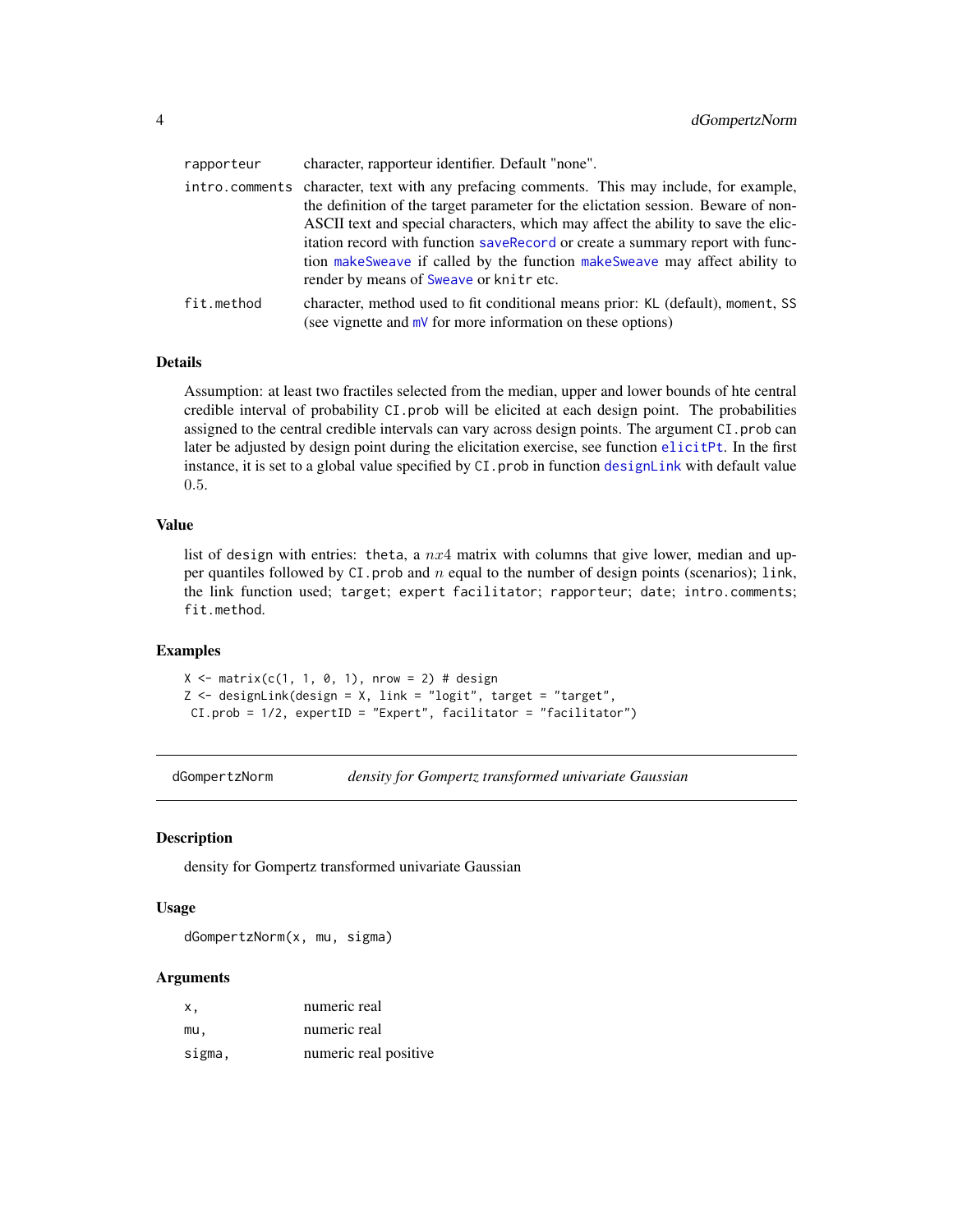| | |
|---|---|
| `rapporteur` | character, rapporteur identifier. Default "none". |
| `intro.comments` | character, text with any prefacing comments. This may include, for example, the definition of the target parameter for the elictation session. Beware of non-ASCII text and special characters, which may affect the ability to save the elicitation record with function `saveRecord` or create a summary report with function `makeSweave` if called by the function `makeSweave` may affect ability to render by means of `Sweave` or `knitr` etc. |
| `fit.method` | character, method used to fit conditional means prior: `KL` (default), `moment`, `SS` (see vignette and `mV` for more information on these options) |

### Details

Assumption: at least two fractiles selected from the median, upper and lower bounds of hte central credible interval of probability `CI.prob` will be elicited at each design point. The probabilities assigned to the central credible intervals can vary across design points. The argument `CI.prob` can later be adjusted by design point during the elicitation exercise, see function `elicitPt`. In the first instance, it is set to a global value specified by `CI.prob` in function `designLink` with default value $0.5$.

### Value

list of `design` with entries: `theta`, a $nx4$ matrix with columns that give lower, median and upper quantiles followed by `CI.prob` and $n$ equal to the number of design points (scenarios); `link`, the link function used; `target`; `expert facilitator`; `rapporteur`; `date`; `intro.comments`; `fit.method`.

### Examples

```
X <- matrix(c(1, 1, 0, 1), nrow = 2) # design
Z <- designLink(design = X, link = "logit", target = "target",
 CI.prob = 1/2, expertID = "Expert", facilitator = "facilitator")
```

---

## dGompertzNorm — *density for Gompertz transformed univariate Gaussian*

### Description

density for Gompertz transformed univariate Gaussian

### Usage

```
dGompertzNorm(x, mu, sigma)
```

### Arguments

| | |
|---|---|
| `x,` | numeric real |
| `mu,` | numeric real |
| `sigma,` | numeric real positive |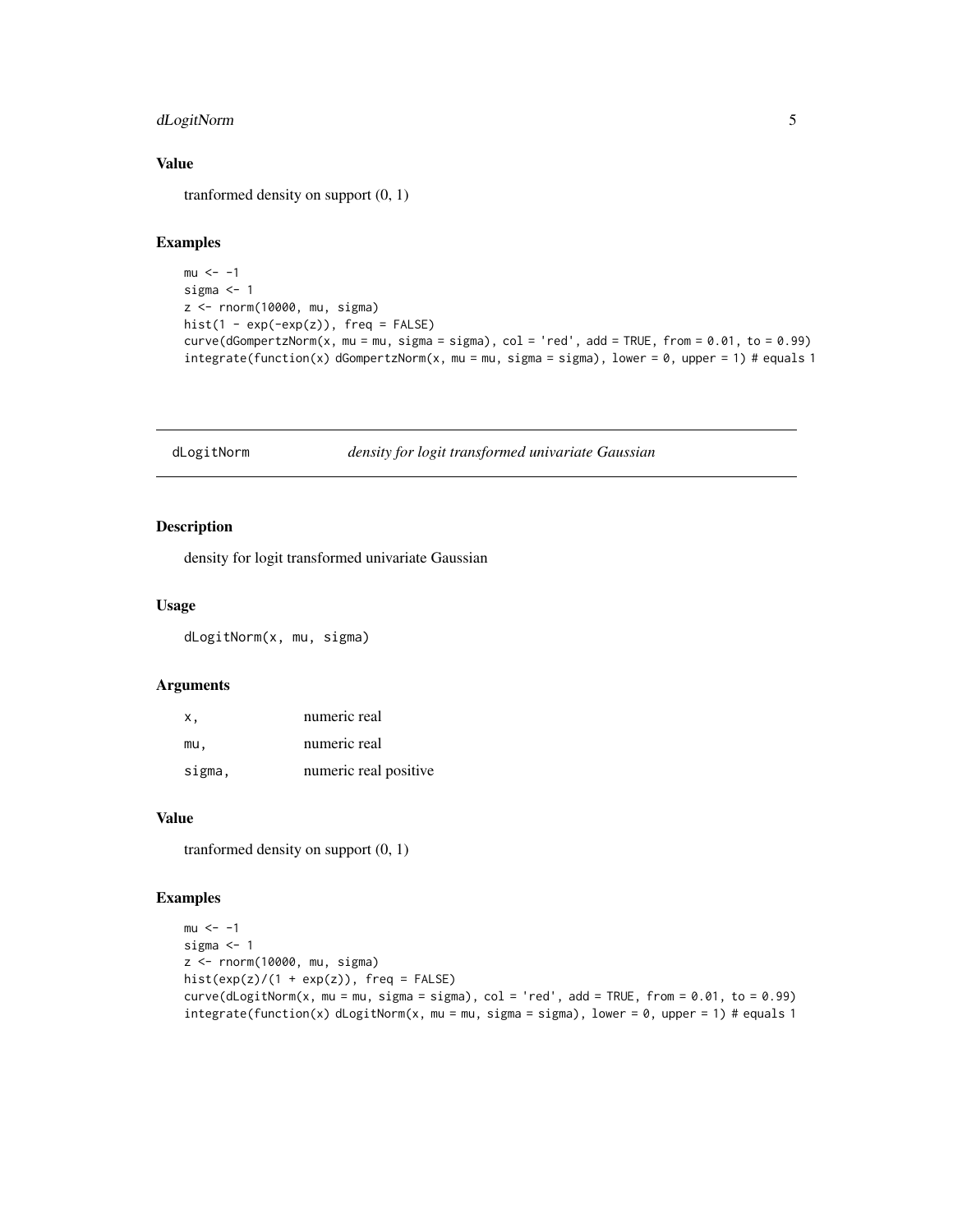## Value

tranformed density on support (0, 1)

## Examples

```
mu <- -1
sigma <- 1
z <- rnorm(10000, mu, sigma)
hist(1 - exp(-exp(z)), freq = FALSE)
curve(dGompertzNorm(x, mu = mu, sigma = sigma), col = 'red', add = TRUE, from = 0.01, to = 0.99)
integrate(function(x) dGompertzNorm(x, mu = mu, sigma = sigma), lower = 0, upper = 1) # equals 1
```

---

# dLogitNorm — *density for logit transformed univariate Gaussian*

## Description

density for logit transformed univariate Gaussian

## Usage

```
dLogitNorm(x, mu, sigma)
```

## Arguments

| | |
|---|---|
| x, | numeric real |
| mu, | numeric real |
| sigma, | numeric real positive |

## Value

tranformed density on support (0, 1)

## Examples

```
mu <- -1
sigma <- 1
z <- rnorm(10000, mu, sigma)
hist(exp(z)/(1 + exp(z)), freq = FALSE)
curve(dLogitNorm(x, mu = mu, sigma = sigma), col = 'red', add = TRUE, from = 0.01, to = 0.99)
integrate(function(x) dLogitNorm(x, mu = mu, sigma = sigma), lower = 0, upper = 1) # equals 1
```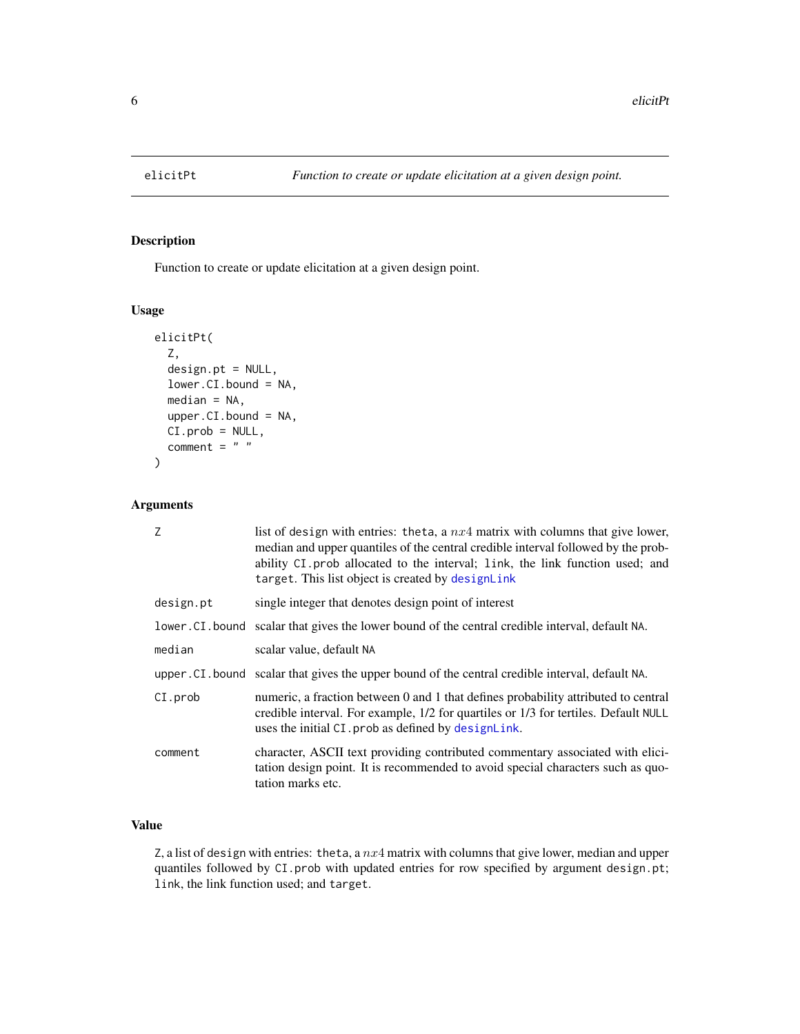elicitPt *Function to create or update elicitation at a given design point.*

## Description

Function to create or update elicitation at a given design point.

## Usage

```
elicitPt(
  Z,
  design.pt = NULL,
  lower.CI.bound = NA,
  median = NA,
  upper.CI.bound = NA,
  CI.prob = NULL,
  comment = " "
)
```

## Arguments

| | |
|---|---|
| Z | list of design with entries: theta, a $nx4$ matrix with columns that give lower, median and upper quantiles of the central credible interval followed by the probability CI.prob allocated to the interval; link, the link function used; and target. This list object is created by designLink |
| design.pt | single integer that denotes design point of interest |
| lower.CI.bound | scalar that gives the lower bound of the central credible interval, default NA. |
| median | scalar value, default NA |
| upper.CI.bound | scalar that gives the upper bound of the central credible interval, default NA. |
| CI.prob | numeric, a fraction between 0 and 1 that defines probability attributed to central credible interval. For example, 1/2 for quartiles or 1/3 for tertiles. Default NULL uses the initial CI.prob as defined by designLink. |
| comment | character, ASCII text providing contributed commentary associated with elicitation design point. It is recommended to avoid special characters such as quotation marks etc. |

## Value

Z, a list of design with entries: theta, a $nx4$ matrix with columns that give lower, median and upper quantiles followed by CI.prob with updated entries for row specified by argument design.pt; link, the link function used; and target.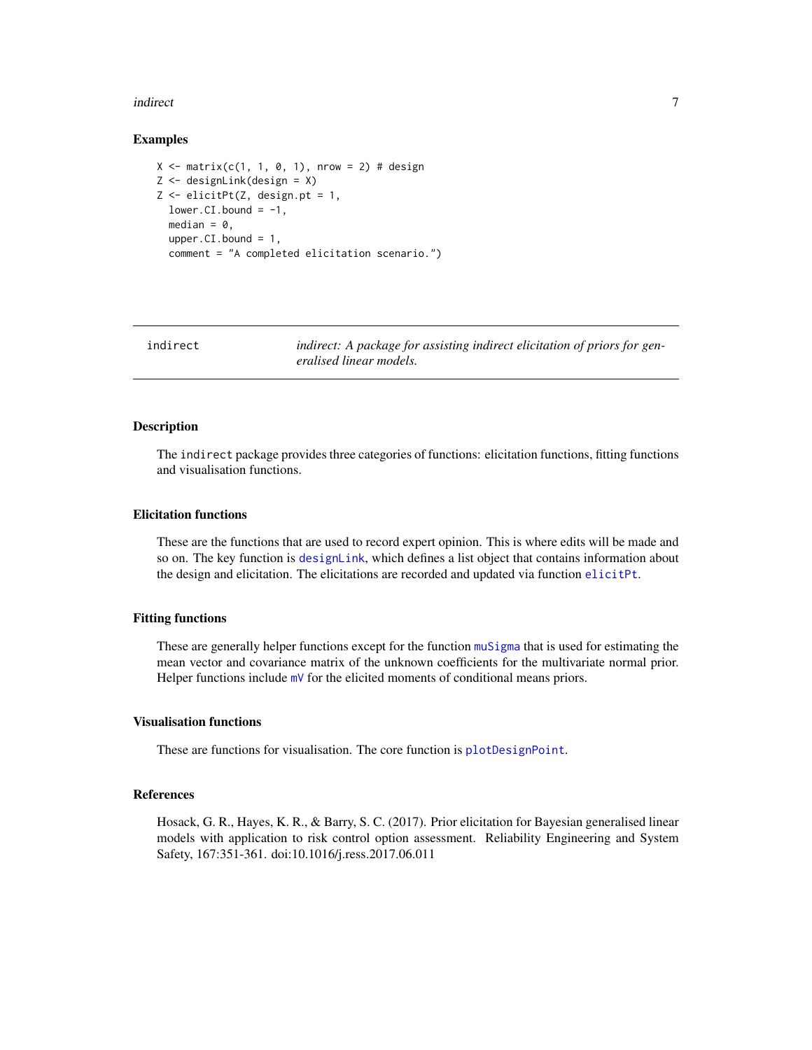### Examples

```
X <- matrix(c(1, 1, 0, 1), nrow = 2) # design
Z <- designLink(design = X)
Z <- elicitPt(Z, design.pt = 1,
  lower.CI.bound = -1,
  median = 0,
  upper.CI.bound = 1,
  comment = "A completed elicitation scenario.")
```

---

## indirect — *indirect: A package for assisting indirect elicitation of priors for generalised linear models.*

---

### Description

The `indirect` package provides three categories of functions: elicitation functions, fitting functions and visualisation functions.

### Elicitation functions

These are the functions that are used to record expert opinion. This is where edits will be made and so on. The key function is `designLink`, which defines a list object that contains information about the design and elicitation. The elicitations are recorded and updated via function `elicitPt`.

### Fitting functions

These are generally helper functions except for the function `muSigma` that is used for estimating the mean vector and covariance matrix of the unknown coefficients for the multivariate normal prior. Helper functions include `mV` for the elicited moments of conditional means priors.

### Visualisation functions

These are functions for visualisation. The core function is `plotDesignPoint`.

### References

Hosack, G. R., Hayes, K. R., & Barry, S. C. (2017). Prior elicitation for Bayesian generalised linear models with application to risk control option assessment. Reliability Engineering and System Safety, 167:351-361. doi:10.1016/j.ress.2017.06.011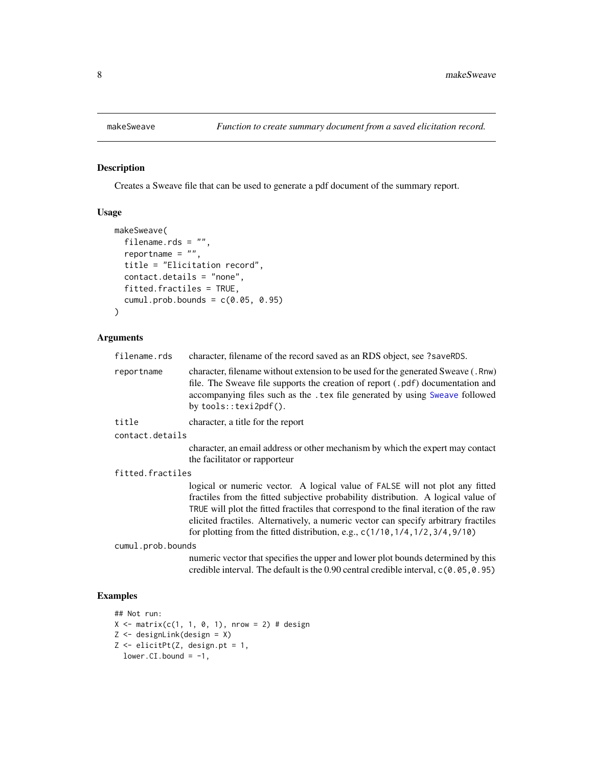# makeSweave

*Function to create summary document from a saved elicitation record.*

## Description

Creates a Sweave file that can be used to generate a pdf document of the summary report.

## Usage

```
makeSweave(
  filename.rds = "",
  reportname = "",
  title = "Elicitation record",
  contact.details = "none",
  fitted.fractiles = TRUE,
  cumul.prob.bounds = c(0.05, 0.95)
)
```

## Arguments

| | |
|---|---|
| `filename.rds` | character, filename of the record saved as an RDS object, see `?saveRDS`. |
| `reportname` | character, filename without extension to be used for the generated Sweave (`.Rnw`) file. The Sweave file supports the creation of report (`.pdf`) documentation and accompanying files such as the `.tex` file generated by using Sweave followed by `tools::texi2pdf()`. |
| `title` | character, a title for the report |
| `contact.details` | character, an email address or other mechanism by which the expert may contact the facilitator or rapporteur |
| `fitted.fractiles` | logical or numeric vector. A logical value of `FALSE` will not plot any fitted fractiles from the fitted subjective probability distribution. A logical value of `TRUE` will plot the fitted fractiles that correspond to the final iteration of the raw elicited fractiles. Alternatively, a numeric vector can specify arbitrary fractiles for plotting from the fitted distribution, e.g., `c(1/10,1/4,1/2,3/4,9/10)` |
| `cumul.prob.bounds` | numeric vector that specifies the upper and lower plot bounds determined by this credible interval. The default is the 0.90 central credible interval, `c(0.05,0.95)` |

## Examples

```
## Not run:
X <- matrix(c(1, 1, 0, 1), nrow = 2) # design
Z <- designLink(design = X)
Z <- elicitPt(Z, design.pt = 1,
  lower.CI.bound = -1,
```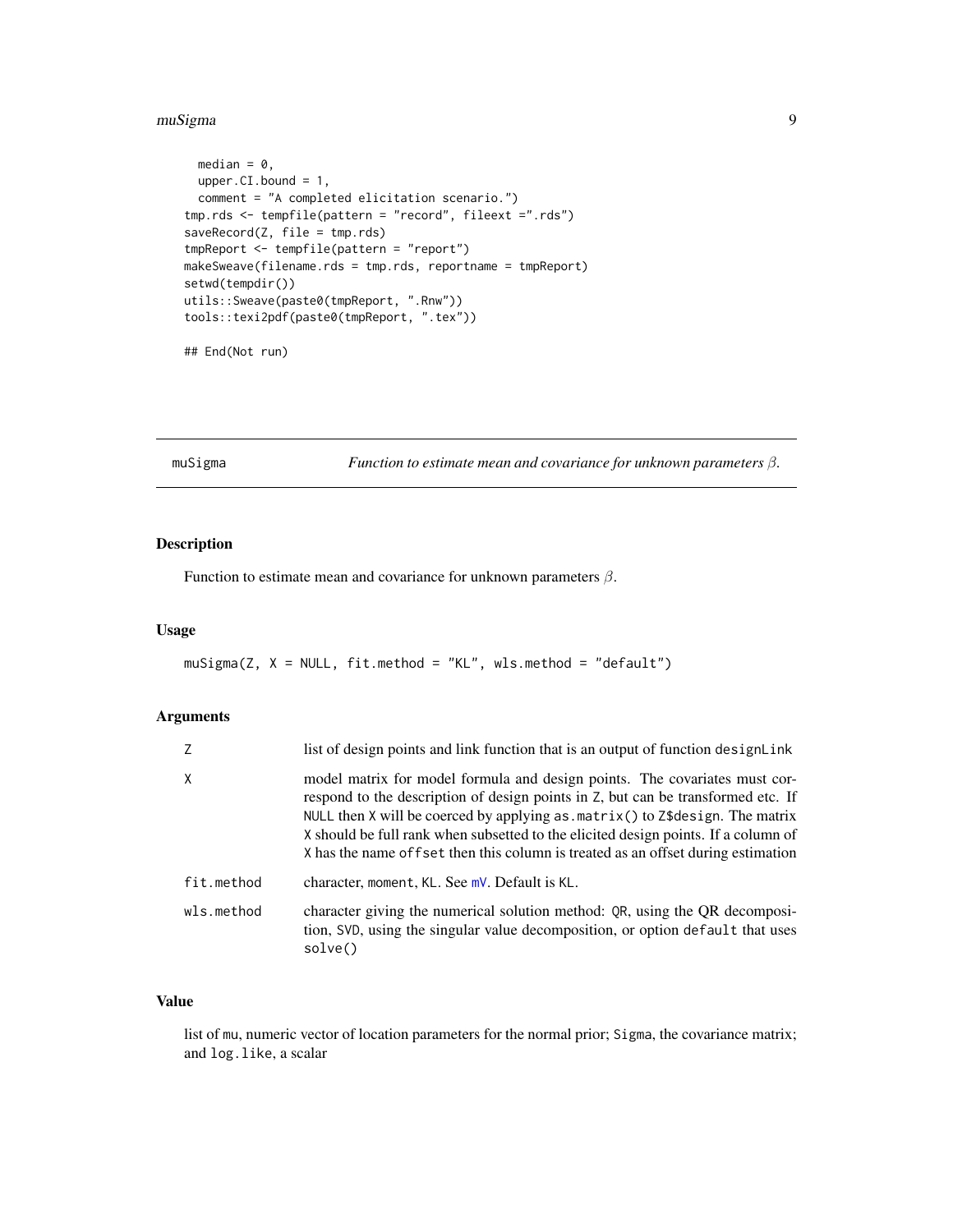```
  median = 0,
  upper.CI.bound = 1,
  comment = "A completed elicitation scenario.")
tmp.rds <- tempfile(pattern = "record", fileext =".rds")
saveRecord(Z, file = tmp.rds)
tmpReport <- tempfile(pattern = "report")
makeSweave(filename.rds = tmp.rds, reportname = tmpReport)
setwd(tempdir())
utils::Sweave(paste0(tmpReport, ".Rnw"))
tools::texi2pdf(paste0(tmpReport, ".tex"))

## End(Not run)
```

---

## muSigma — *Function to estimate mean and covariance for unknown parameters $\beta$.*

---

### Description

Function to estimate mean and covariance for unknown parameters $\beta$.

### Usage

```
muSigma(Z, X = NULL, fit.method = "KL", wls.method = "default")
```

### Arguments

| | |
|---|---|
| Z | list of design points and link function that is an output of function designLink |
| X | model matrix for model formula and design points. The covariates must correspond to the description of design points in Z, but can be transformed etc. If NULL then X will be coerced by applying as.matrix() to Z$design. The matrix X should be full rank when subsetted to the elicited design points. If a column of X has the name offset then this column is treated as an offset during estimation |
| fit.method | character, moment, KL. See mV. Default is KL. |
| wls.method | character giving the numerical solution method: QR, using the QR decomposition, SVD, using the singular value decomposition, or option default that uses solve() |

### Value

list of mu, numeric vector of location parameters for the normal prior; Sigma, the covariance matrix; and log.like, a scalar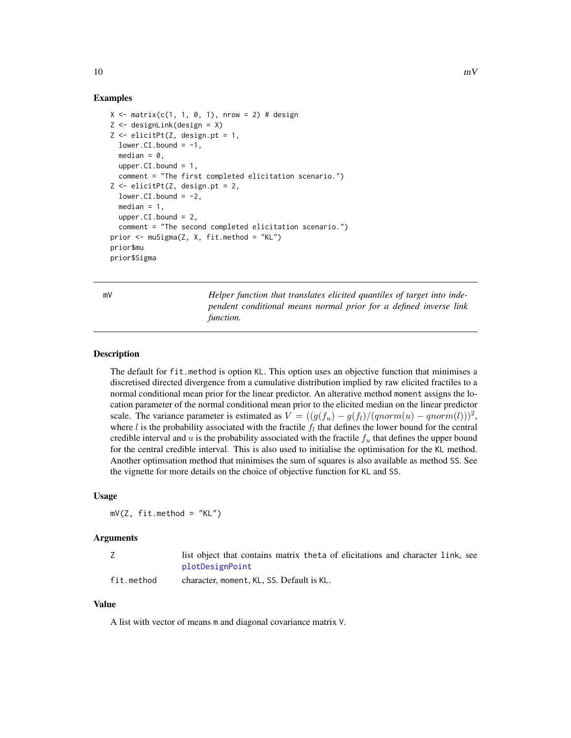## Examples

```
X <- matrix(c(1, 1, 0, 1), nrow = 2) # design
Z <- designLink(design = X)
Z <- elicitPt(Z, design.pt = 1,
  lower.CI.bound = -1,
  median = 0,
  upper.CI.bound = 1,
  comment = "The first completed elicitation scenario.")
Z <- elicitPt(Z, design.pt = 2,
  lower.CI.bound = -2,
  median = 1,
  upper.CI.bound = 2,
  comment = "The second completed elicitation scenario.")
prior <- muSigma(Z, X, fit.method = "KL")
prior$mu
prior$Sigma
```

---

# mV

*Helper function that translates elicited quantiles of target into independent conditional means normal prior for a defined inverse link function.*

---

## Description

The default for `fit.method` is option `KL`. This option uses an objective function that minimises a discretised directed divergence from a cumulative distribution implied by raw elicited fractiles to a normal conditional mean prior for the linear predictor. An alterative method `moment` assigns the location parameter of the normal conditional mean prior to the elicited median on the linear predictor scale. The variance parameter is estimated as $V = ((g(f_u) - g(f_l)/(qnorm(u) - qnorm(l)))^2$, where $l$ is the probability associated with the fractile $f_l$ that defines the lower bound for the central credible interval and $u$ is the probability associated with the fractile $f_u$ that defines the upper bound for the central credible interval. This is also used to initialise the optimisation for the `KL` method. Another optimsation method that minimises the sum of squares is also available as method `SS`. See the vignette for more details on the choice of objective function for `KL` and `SS`.

## Usage

```
mV(Z, fit.method = "KL")
```

## Arguments

| | |
|---|---|
| `Z` | list object that contains matrix `theta` of elicitations and character `link`, see `plotDesignPoint` |
| `fit.method` | character, `moment`, `KL`, `SS`. Default is `KL`. |

## Value

A list with vector of means `m` and diagonal covariance matrix `V`.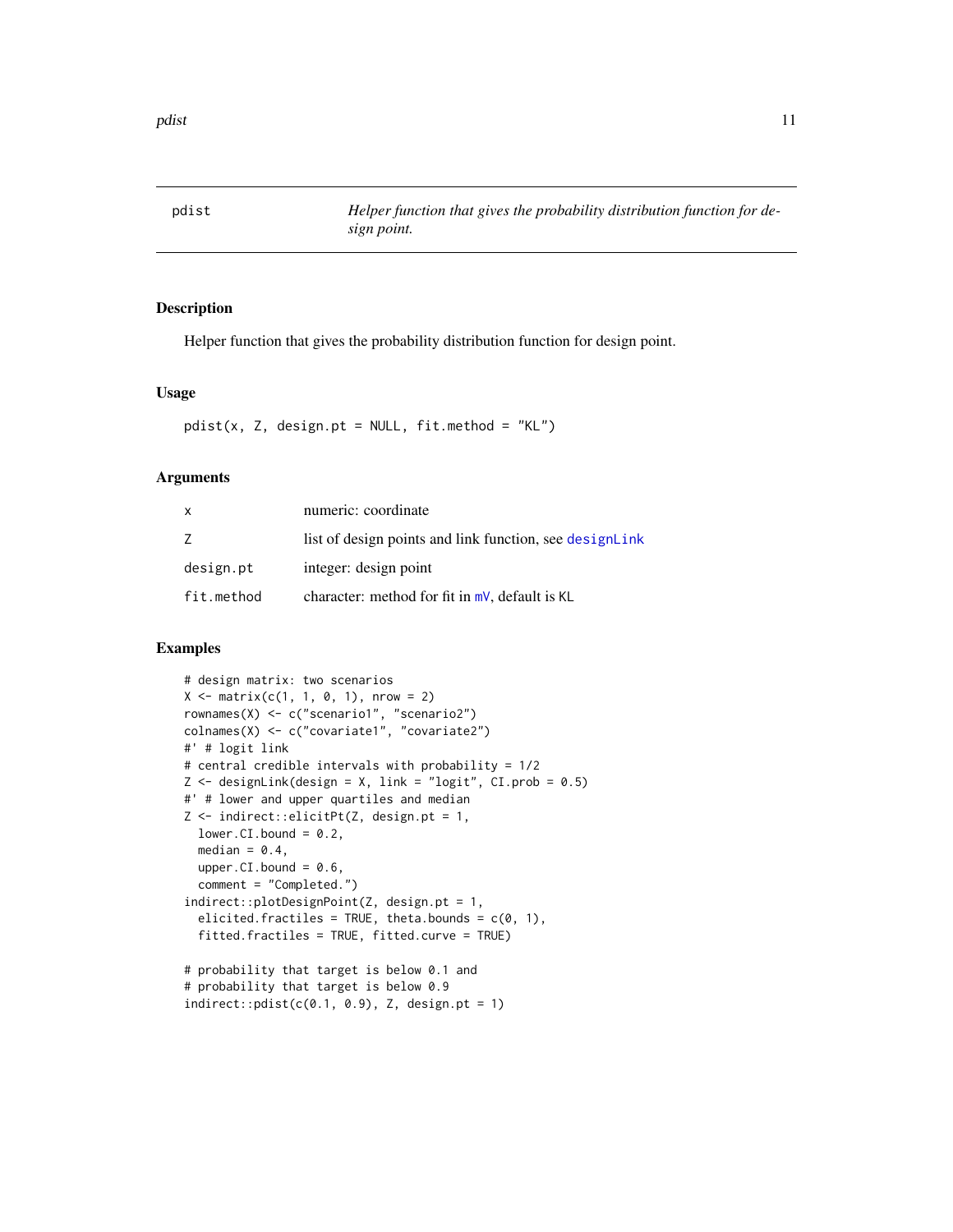pdist *Helper function that gives the probability distribution function for design point.*

## Description

Helper function that gives the probability distribution function for design point.

## Usage

```
pdist(x, Z, design.pt = NULL, fit.method = "KL")
```

## Arguments

| | |
|---|---|
| x | numeric: coordinate |
| Z | list of design points and link function, see designLink |
| design.pt | integer: design point |
| fit.method | character: method for fit in mV, default is KL |

## Examples

```
# design matrix: two scenarios
X <- matrix(c(1, 1, 0, 1), nrow = 2)
rownames(X) <- c("scenario1", "scenario2")
colnames(X) <- c("covariate1", "covariate2")
#' # logit link
# central credible intervals with probability = 1/2
Z <- designLink(design = X, link = "logit", CI.prob = 0.5)
#' # lower and upper quartiles and median
Z <- indirect::elicitPt(Z, design.pt = 1,
  lower.CI.bound = 0.2,
  median = 0.4,
  upper.CI.bound = 0.6,
  comment = "Completed.")
indirect::plotDesignPoint(Z, design.pt = 1,
  elicited.fractiles = TRUE, theta.bounds = c(0, 1),
  fitted.fractiles = TRUE, fitted.curve = TRUE)

# probability that target is below 0.1 and
# probability that target is below 0.9
indirect::pdist(c(0.1, 0.9), Z, design.pt = 1)
```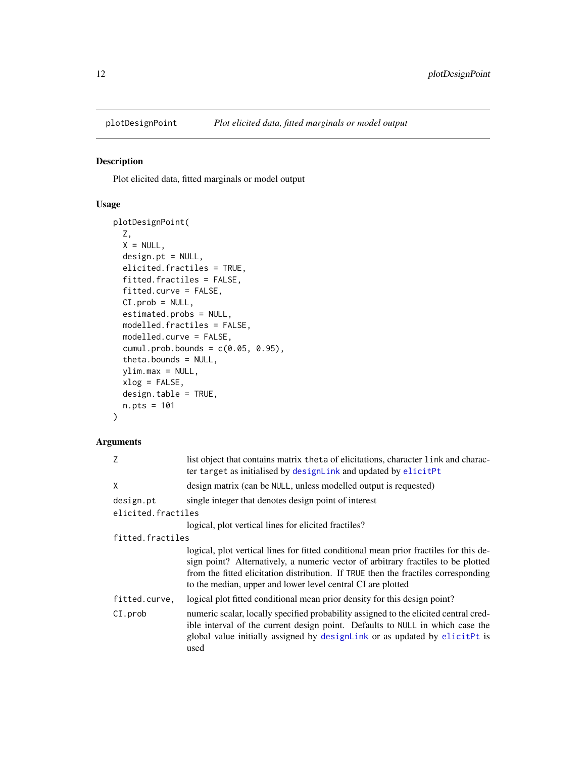plotDesignPoint — *Plot elicited data, fitted marginals or model output*

## Description

Plot elicited data, fitted marginals or model output

## Usage

```
plotDesignPoint(
  Z,
  X = NULL,
  design.pt = NULL,
  elicited.fractiles = TRUE,
  fitted.fractiles = FALSE,
  fitted.curve = FALSE,
  CI.prob = NULL,
  estimated.probs = NULL,
  modelled.fractiles = FALSE,
  modelled.curve = FALSE,
  cumul.prob.bounds = c(0.05, 0.95),
  theta.bounds = NULL,
  ylim.max = NULL,
  xlog = FALSE,
  design.table = TRUE,
  n.pts = 101
)
```

## Arguments

| | |
|---|---|
| `Z` | list object that contains matrix `theta` of elicitations, character `link` and character `target` as initialised by `designLink` and updated by `elicitPt` |
| `X` | design matrix (can be `NULL`, unless modelled output is requested) |
| `design.pt` | single integer that denotes design point of interest |
| `elicited.fractiles` | logical, plot vertical lines for elicited fractiles? |
| `fitted.fractiles` | logical, plot vertical lines for fitted conditional mean prior fractiles for this design point? Alternatively, a numeric vector of arbitrary fractiles to be plotted from the fitted elicitation distribution. If `TRUE` then the fractiles corresponding to the median, upper and lower level central CI are plotted |
| `fitted.curve,` | logical plot fitted conditional mean prior density for this design point? |
| `CI.prob` | numeric scalar, locally specified probability assigned to the elicited central credible interval of the current design point. Defaults to `NULL` in which case the global value initially assigned by `designLink` or as updated by `elicitPt` is used |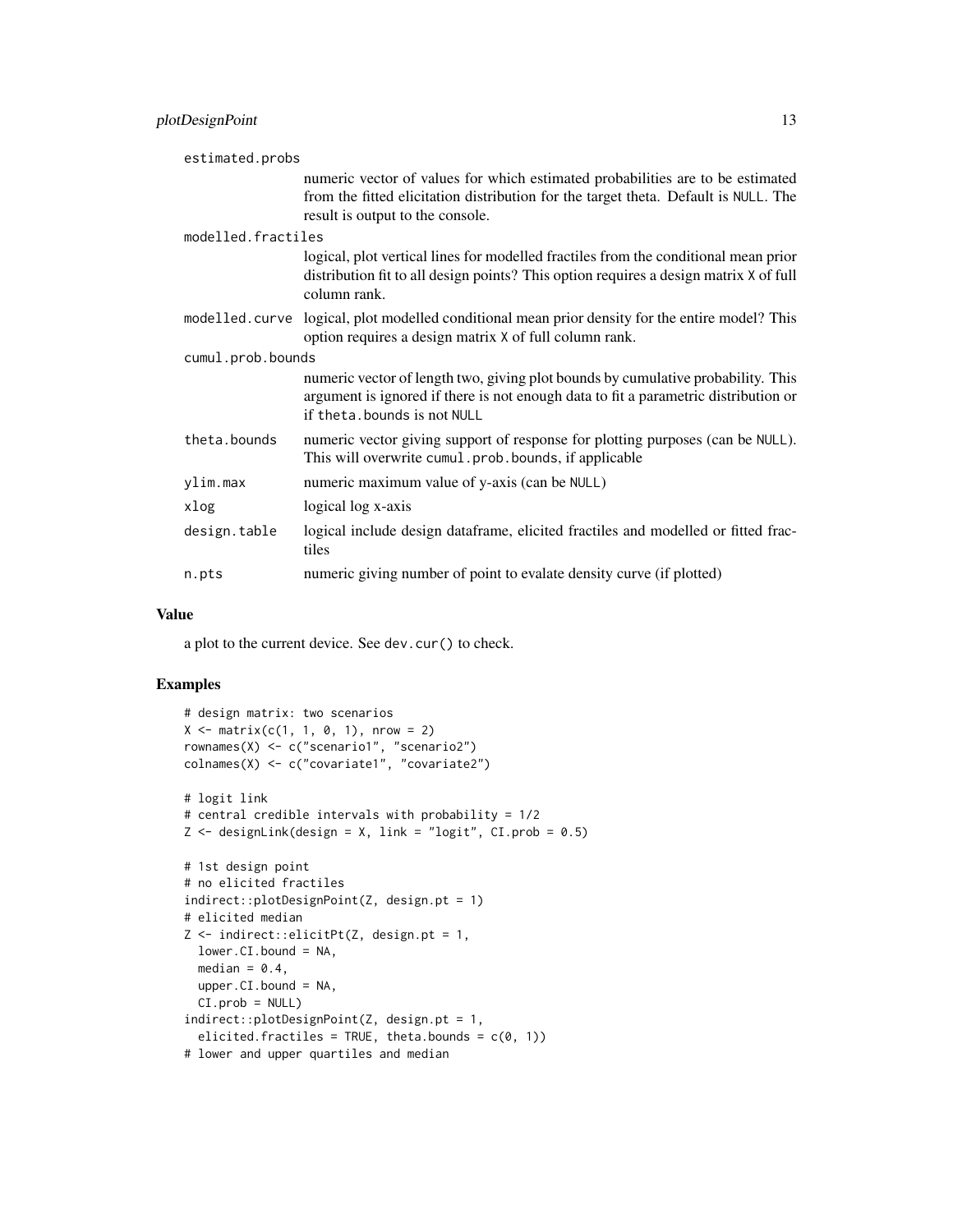| | |
|---|---|
| `estimated.probs` | numeric vector of values for which estimated probabilities are to be estimated from the fitted elicitation distribution for the target theta. Default is `NULL`. The result is output to the console. |
| `modelled.fractiles` | logical, plot vertical lines for modelled fractiles from the conditional mean prior distribution fit to all design points? This option requires a design matrix `X` of full column rank. |
| `modelled.curve` | logical, plot modelled conditional mean prior density for the entire model? This option requires a design matrix `X` of full column rank. |
| `cumul.prob.bounds` | numeric vector of length two, giving plot bounds by cumulative probability. This argument is ignored if there is not enough data to fit a parametric distribution or if `theta.bounds` is not `NULL` |
| `theta.bounds` | numeric vector giving support of response for plotting purposes (can be `NULL`). This will overwrite `cumul.prob.bounds`, if applicable |
| `ylim.max` | numeric maximum value of y-axis (can be `NULL`) |
| `xlog` | logical log x-axis |
| `design.table` | logical include design dataframe, elicited fractiles and modelled or fitted fractiles |
| `n.pts` | numeric giving number of point to evalate density curve (if plotted) |

## Value

a plot to the current device. See `dev.cur()` to check.

## Examples

```
# design matrix: two scenarios
X <- matrix(c(1, 1, 0, 1), nrow = 2)
rownames(X) <- c("scenario1", "scenario2")
colnames(X) <- c("covariate1", "covariate2")

# logit link
# central credible intervals with probability = 1/2
Z <- designLink(design = X, link = "logit", CI.prob = 0.5)

# 1st design point
# no elicited fractiles
indirect::plotDesignPoint(Z, design.pt = 1)
# elicited median
Z <- indirect::elicitPt(Z, design.pt = 1,
  lower.CI.bound = NA,
  median = 0.4,
  upper.CI.bound = NA,
  CI.prob = NULL)
indirect::plotDesignPoint(Z, design.pt = 1,
  elicited.fractiles = TRUE, theta.bounds = c(0, 1))
# lower and upper quartiles and median
```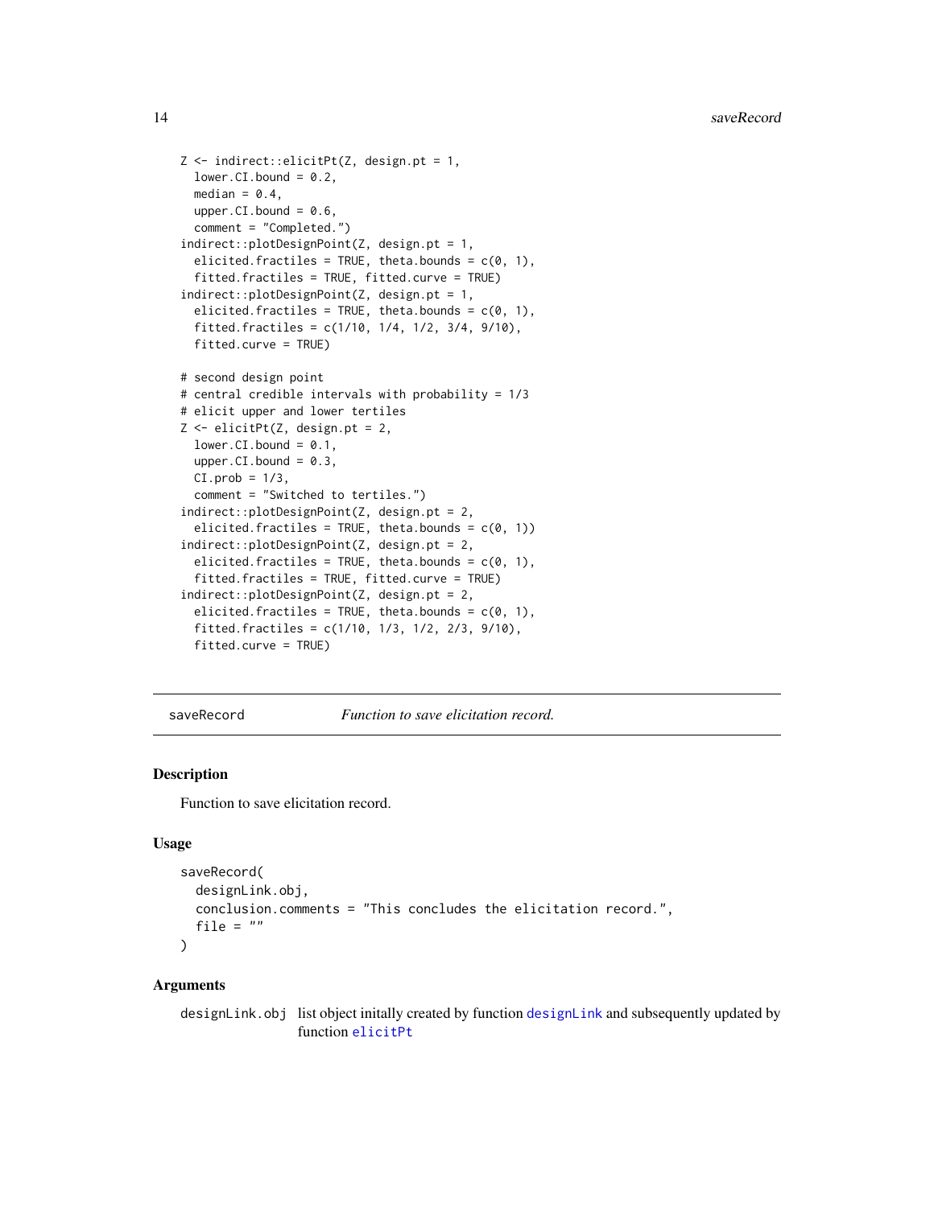```
Z <- indirect::elicitPt(Z, design.pt = 1,
  lower.CI.bound = 0.2,
  median = 0.4,
  upper.CI.bound = 0.6,
  comment = "Completed.")
indirect::plotDesignPoint(Z, design.pt = 1,
  elicited.fractiles = TRUE, theta.bounds = c(0, 1),
  fitted.fractiles = TRUE, fitted.curve = TRUE)
indirect::plotDesignPoint(Z, design.pt = 1,
  elicited.fractiles = TRUE, theta.bounds = c(0, 1),
  fitted.fractiles = c(1/10, 1/4, 1/2, 3/4, 9/10),
  fitted.curve = TRUE)

# second design point
# central credible intervals with probability = 1/3
# elicit upper and lower tertiles
Z <- elicitPt(Z, design.pt = 2,
  lower.CI.bound = 0.1,
  upper.CI.bound = 0.3,
  CI.prob = 1/3,
  comment = "Switched to tertiles.")
indirect::plotDesignPoint(Z, design.pt = 2,
  elicited.fractiles = TRUE, theta.bounds = c(0, 1))
indirect::plotDesignPoint(Z, design.pt = 2,
  elicited.fractiles = TRUE, theta.bounds = c(0, 1),
  fitted.fractiles = TRUE, fitted.curve = TRUE)
indirect::plotDesignPoint(Z, design.pt = 2,
  elicited.fractiles = TRUE, theta.bounds = c(0, 1),
  fitted.fractiles = c(1/10, 1/3, 1/2, 2/3, 9/10),
  fitted.curve = TRUE)
```

## saveRecord — *Function to save elicitation record.*

### Description

Function to save elicitation record.

### Usage

```
saveRecord(
  designLink.obj,
  conclusion.comments = "This concludes the elicitation record.",
  file = ""
)
```

### Arguments

| | |
|---|---|
| designLink.obj | list object initally created by function designLink and subsequently updated by function elicitPt |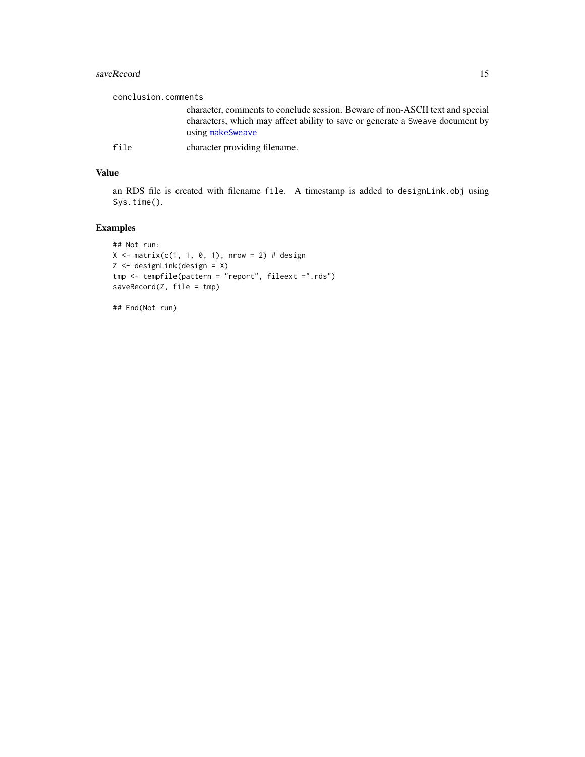conclusion.comments
: character, comments to conclude session. Beware of non-ASCII text and special characters, which may affect ability to save or generate a Sweave document by using makeSweave

file
: character providing filename.

## Value

an RDS file is created with filename file. A timestamp is added to designLink.obj using Sys.time().

## Examples

```
## Not run:
X <- matrix(c(1, 1, 0, 1), nrow = 2) # design
Z <- designLink(design = X)
tmp <- tempfile(pattern = "report", fileext =".rds")
saveRecord(Z, file = tmp)

## End(Not run)
```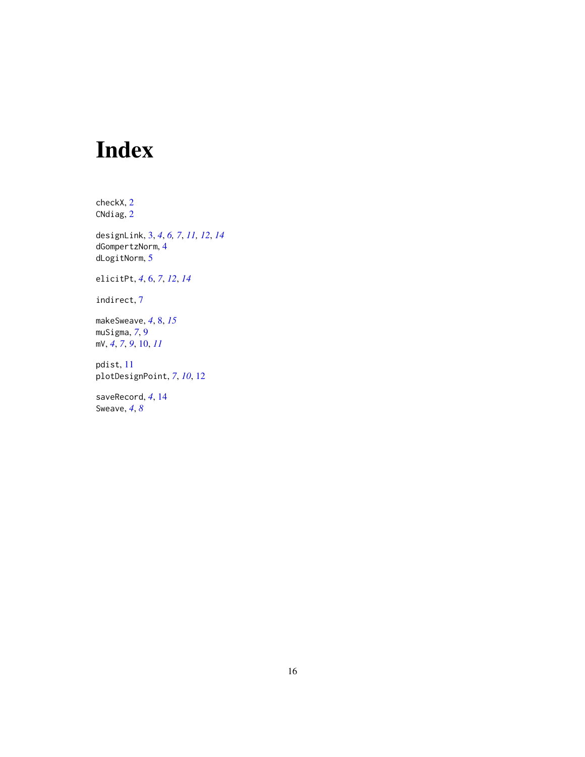# Index

checkX, 2
CNdiag, 2

designLink, 3, *4*, *6, 7*, *11, 12*, *14*
dGompertzNorm, 4
dLogitNorm, 5

elicitPt, *4*, 6, *7*, *12*, *14*

indirect, 7

makeSweave, *4*, 8, *15*
muSigma, *7*, 9
mV, *4*, *7*, *9*, 10, *11*

pdist, 11
plotDesignPoint, *7*, *10*, 12

saveRecord, *4*, 14
Sweave, *4*, *8*